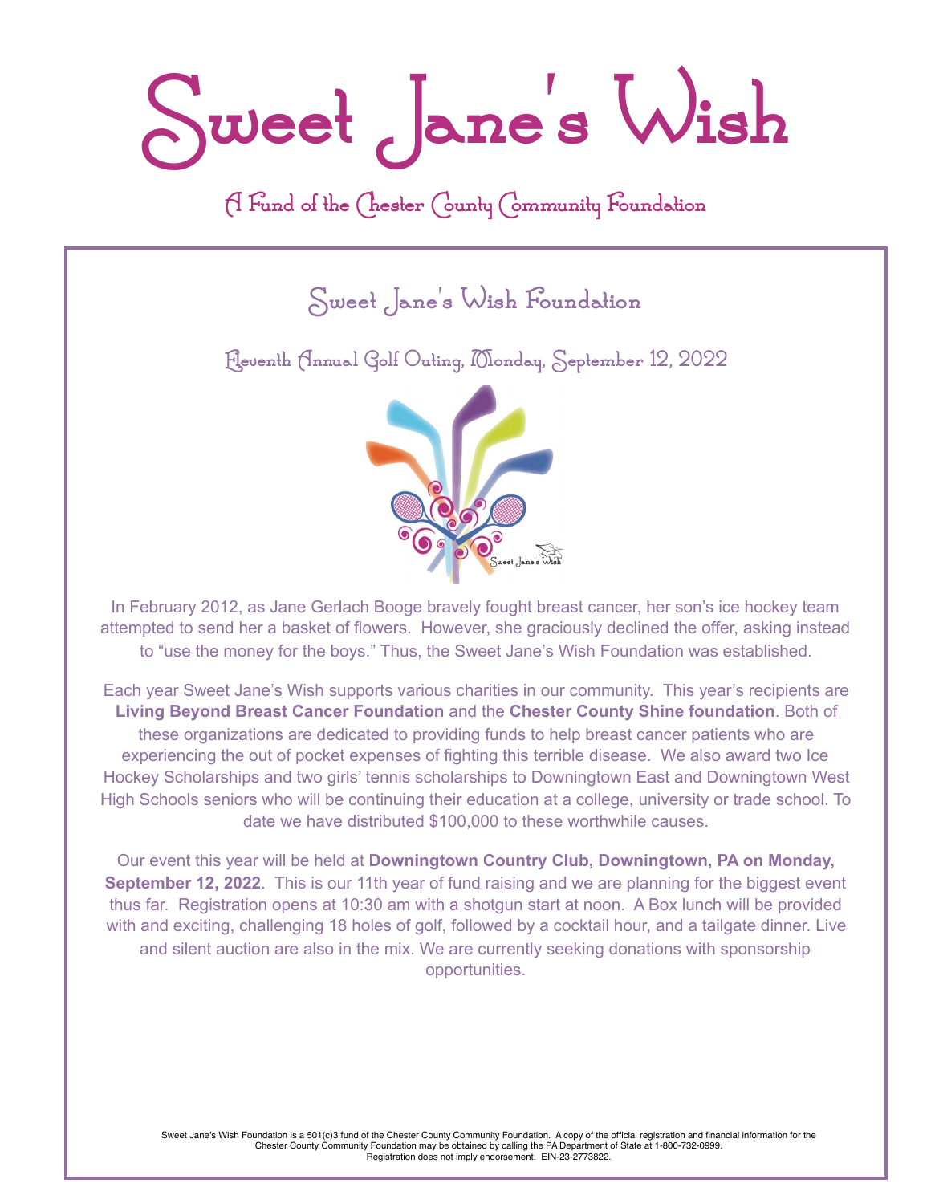# Sweet Jane's Wish

## A Fund of the Chester County Community Foundation

### Sweet Jane's Wish Foundation

### Eleventh Annual Golf Outing, Monday, September 12, 2022

In February 2012, as Jane Gerlach Booge bravely fought breast cancer, her son's ice hockey team attempted to send her a basket of flowers. However, she graciously declined the offer, asking instead to "use the money for the boys." Thus, the Sweet Jane's Wish Foundation was established.

Each year Sweet Jane's Wish supports various charities in our community. This year's recipients are **Living Beyond Breast Cancer Foundation** and the **Chester County Shine foundation**. Both of these organizations are dedicated to providing funds to help breast cancer patients who are experiencing the out of pocket expenses of fighting this terrible disease. We also award two Ice Hockey Scholarships and two girls' tennis scholarships to Downingtown East and Downingtown West High Schools seniors who will be continuing their education at a college, university or trade school. To date we have distributed $100,000 to these worthwhile causes.

Our event this year will be held at **Downingtown Country Club, Downingtown, PA on Monday, September 12, 2022**. This is our 11th year of fund raising and we are planning for the biggest event thus far. Registration opens at 10:30 am with a shotgun start at noon. A Box lunch will be provided with and exciting, challenging 18 holes of golf, followed by a cocktail hour, and a tailgate dinner. Live and silent auction are also in the mix. We are currently seeking donations with sponsorship opportunities.

Sweet Jane's Wish Foundation is a 501(c)3 fund of the Chester County Community Foundation. A copy of the official registration and financial information for the Chester County Community Foundation may be obtained by calling the PA Department of State at 1-800-732-0999. Registration does not imply endorsement. EIN-23-2773822.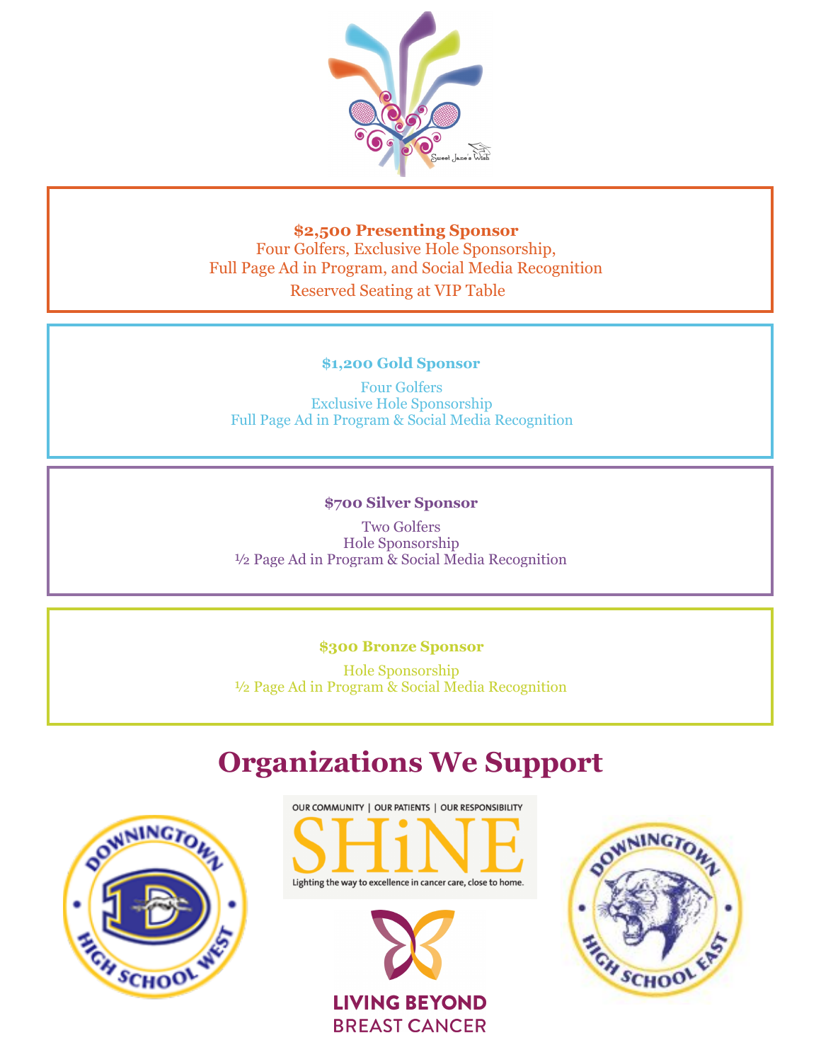**$2,500 Presenting Sponsor**

Four Golfers, Exclusive Hole Sponsorship,
Full Page Ad in Program, and Social Media Recognition
Reserved Seating at VIP Table

**$1,200 Gold Sponsor**

Four Golfers
Exclusive Hole Sponsorship
Full Page Ad in Program & Social Media Recognition

**$700 Silver Sponsor**

Two Golfers
Hole Sponsorship
½ Page Ad in Program & Social Media Recognition

**$300 Bronze Sponsor**

Hole Sponsorship
½ Page Ad in Program & Social Media Recognition

# Organizations We Support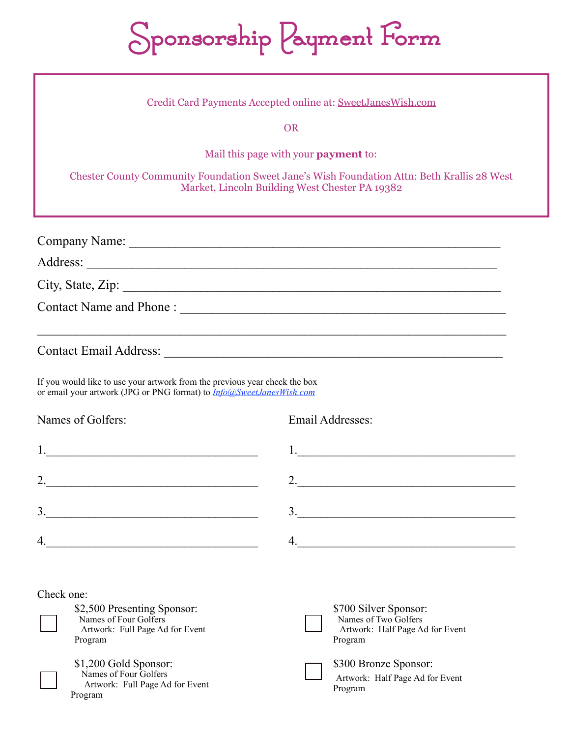# Sponsorship Payment Form

Credit Card Payments Accepted online at: SweetJanesWish.com

OR

Mail this page with your **payment** to:

Chester County Community Foundation Sweet Jane's Wish Foundation Attn: Beth Krallis 28 West Market, Lincoln Building West Chester PA 19382

Company Name: ____________________________________________________

Address: ________________________________________________________

City, State, Zip: ___________________________________________________

Contact Name and Phone : __________________________________________

______________________________________________________________

Contact Email Address: _____________________________________________

If you would like to use your artwork from the previous year check the box or email your artwork (JPG or PNG format) to *Info@SweetJanesWish.com*

| Names of Golfers: | Email Addresses: |
|---|---|
| 1.__________________________ | 1.__________________________ |
| 2.__________________________ | 2.__________________________ |
| 3.__________________________ | 3.__________________________ |
| 4.__________________________ | 4.__________________________ |

Check one:

☐ $2,500 Presenting Sponsor:
Names of Four Golfers
Artwork: Full Page Ad for Event Program

☐ $700 Silver Sponsor:
Names of Two Golfers
Artwork: Half Page Ad for Event Program

☐ $1,200 Gold Sponsor:
Names of Four Golfers
Artwork: Full Page Ad for Event Program

☐ $300 Bronze Sponsor:
Artwork: Half Page Ad for Event Program